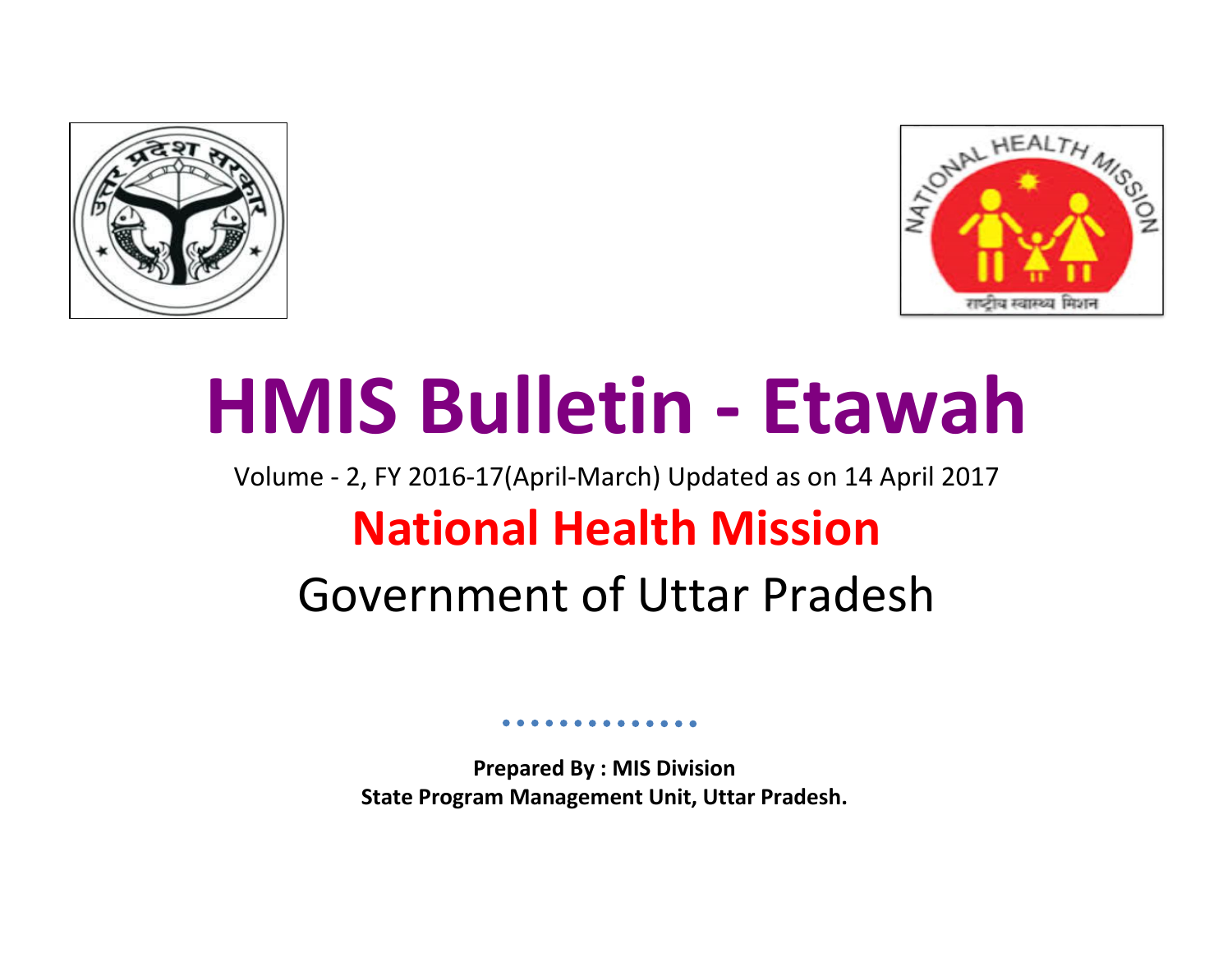# HMIS Bulletin - Etawah

Volume - 2, FY 2016-17(April-March) Updated as on 14 April 2017

## National Health Mission

Government of Uttar Pradesh

**Prepared By : MIS Division**
**State Program Management Unit, Uttar Pradesh.**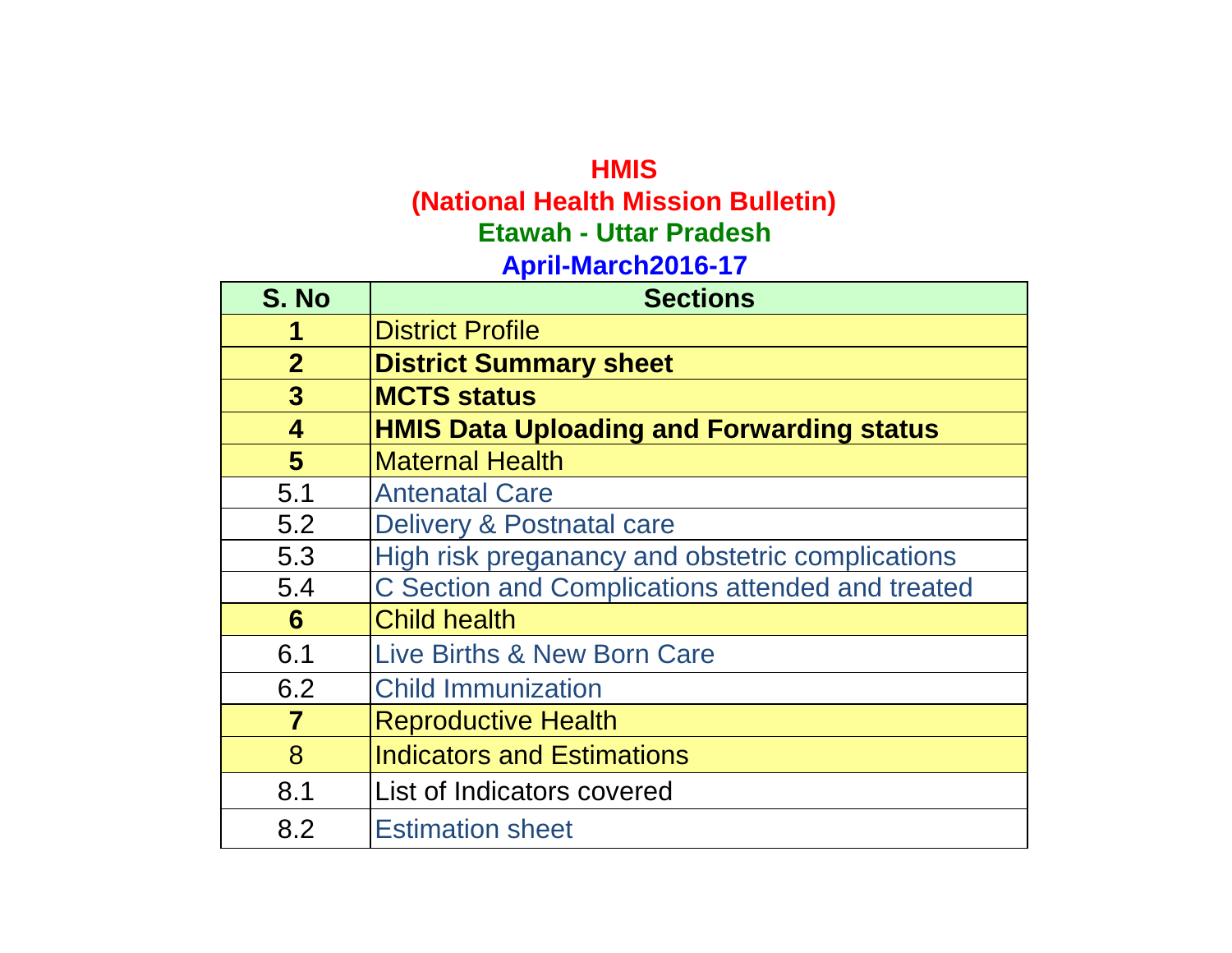# HMIS

## (National Health Mission Bulletin)

## Etawah - Uttar Pradesh

### April-March2016-17

| S. No | Sections |
|---|---|
| **1** | District Profile |
| **2** | **District Summary sheet** |
| **3** | **MCTS status** |
| **4** | **HMIS Data Uploading and Forwarding status** |
| **5** | Maternal Health |
| 5.1 | Antenatal Care |
| 5.2 | Delivery & Postnatal care |
| 5.3 | High risk preganancy and obstetric complications |
| 5.4 | C Section and Complications attended and treated |
| **6** | Child health |
| 6.1 | Live Births & New Born Care |
| 6.2 | Child Immunization |
| **7** | Reproductive Health |
| 8 | Indicators and Estimations |
| 8.1 | List of Indicators covered |
| 8.2 | Estimation sheet |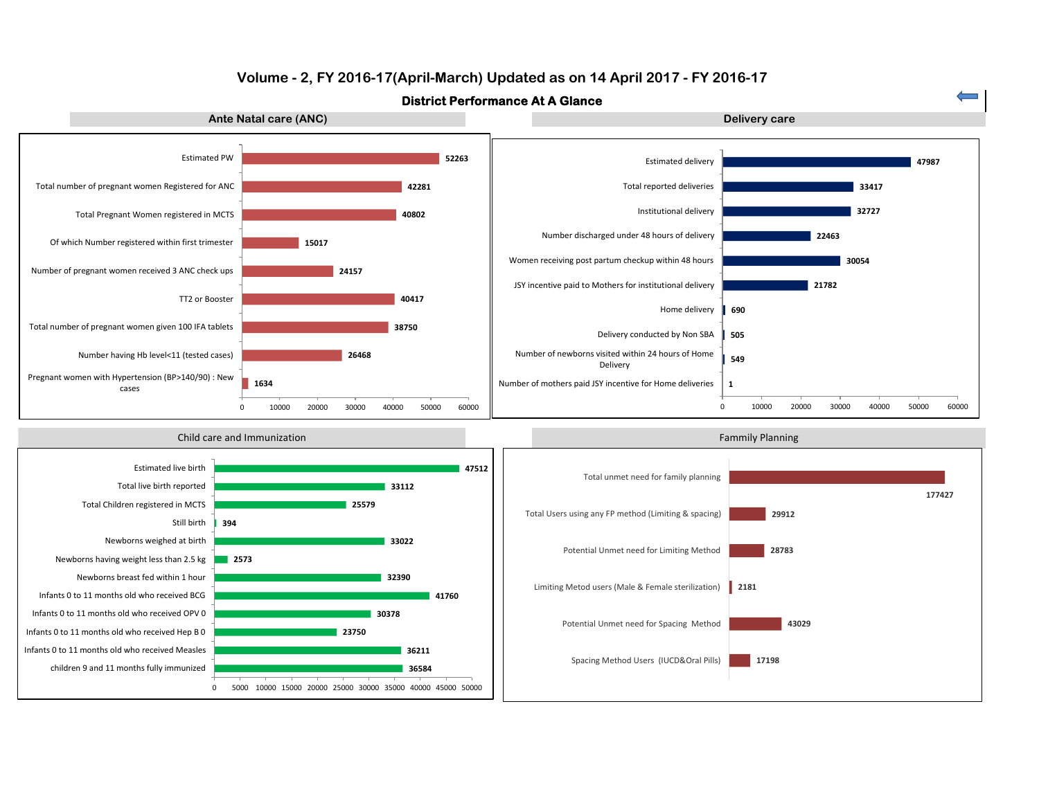# Volume - 2, FY 2016-17(April-March) Updated as on 14 April 2017 - FY 2016-17

## District Performance At A Glance

### Ante Natal care (ANC)

| Indicator | Value |
|---|---|
| Estimated PW | 52263 |
| Total number of pregnant women Registered for ANC | 42281 |
| Total Pregnant Women registered in MCTS | 40802 |
| Of which Number registered within first trimester | 15017 |
| Number of pregnant women received 3 ANC check ups | 24157 |
| TT2 or Booster | 40417 |
| Total number of pregnant women given 100 IFA tablets | 38750 |
| Number having Hb level<11 (tested cases) | 26468 |
| Pregnant women with Hypertension (BP>140/90) : New cases | 1634 |

### Delivery care

| Indicator | Value |
|---|---|
| Estimated delivery | 47987 |
| Total reported deliveries | 33417 |
| Institutional delivery | 32727 |
| Number discharged under 48 hours of delivery | 22463 |
| Women receiving post partum checkup within 48 hours | 30054 |
| JSY incentive paid to Mothers for institutional delivery | 21782 |
| Home delivery | 690 |
| Delivery conducted by Non SBA | 505 |
| Number of newborns visited within 24 hours of Home Delivery | 549 |
| Number of mothers paid JSY incentive for Home deliveries | 1 |

### Child care and Immunization

| Indicator | Value |
|---|---|
| Estimated live birth | 47512 |
| Total live birth reported | 33112 |
| Total Children registered in MCTS | 25579 |
| Still birth | 394 |
| Newborns weighed at birth | 33022 |
| Newborns having weight less than 2.5 kg | 2573 |
| Newborns breast fed within 1 hour | 32390 |
| Infants 0 to 11 months old who received BCG | 41760 |
| Infants 0 to 11 months old who received OPV 0 | 30378 |
| Infants 0 to 11 months old who received Hep B 0 | 23750 |
| Infants 0 to 11 months old who received Measles | 36211 |
| children 9 and 11 months fully immunized | 36584 |

### Fammily Planning

| Indicator | Value |
|---|---|
| Total unmet need for family planning | 177427 |
| Total Users using any FP method (Limiting & spacing) | 29912 |
| Potential Unmet need for Limiting Method | 28783 |
| Limiting Metod users (Male & Female sterilization) | 2181 |
| Potential Unmet need for Spacing Method | 43029 |
| Spacing Method Users (IUCD&Oral Pills) | 17198 |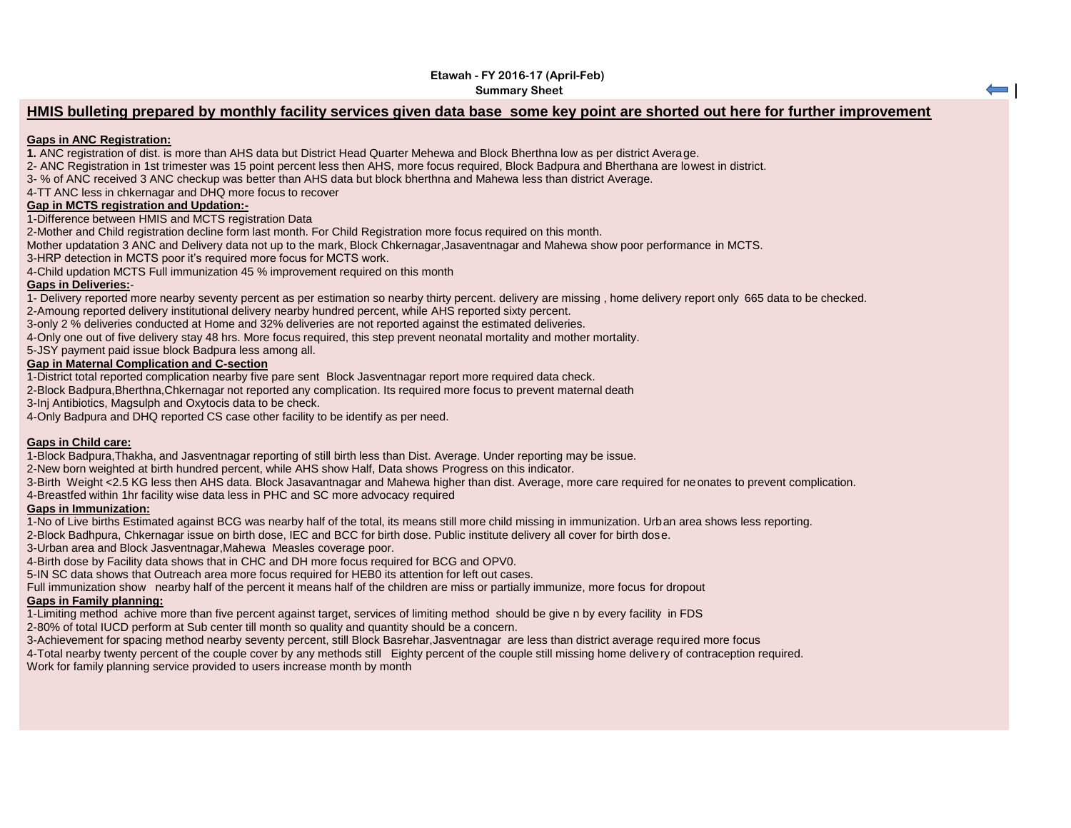**Etawah - FY 2016-17 (April-Feb)**
**Summary Sheet**

## HMIS bulleting prepared by monthly facility services given data base some key point are shorted out here for further improvement

### Gaps in ANC Registration:

**1.** ANC registration of dist. is more than AHS data but District Head Quarter Mehewa and Block Bherthna low as per district Average.
2- ANC Registration in 1st trimester was 15 point percent less then AHS, more focus required, Block Badpura and Bherthana are lowest in district.
3- % of ANC received 3 ANC checkup was better than AHS data but block bherthna and Mahewa less than district Average.
4-TT ANC less in chkernagar and DHQ more focus to recover

### Gap in MCTS registration and Updation:-

1-Difference between HMIS and MCTS registration Data
2-Mother and Child registration decline form last month. For Child Registration more focus required on this month.
Mother updatation 3 ANC and Delivery data not up to the mark, Block Chkernagar,Jasaventnagar and Mahewa show poor performance in MCTS.
3-HRP detection in MCTS poor it's required more focus for MCTS work.
4-Child updation MCTS Full immunization 45 % improvement required on this month

### Gaps in Deliveries:-

1- Delivery reported more nearby seventy percent as per estimation so nearby thirty percent. delivery are missing , home delivery report only 665 data to be checked.
2-Amoung reported delivery institutional delivery nearby hundred percent, while AHS reported sixty percent.
3-only 2 % deliveries conducted at Home and 32% deliveries are not reported against the estimated deliveries.
4-Only one out of five delivery stay 48 hrs. More focus required, this step prevent neonatal mortality and mother mortality.
5-JSY payment paid issue block Badpura less among all.

### Gap in Maternal Complication and C-section

1-District total reported complication nearby five pare sent Block Jasventnagar report more required data check.
2-Block Badpura,Bherthna,Chkernagar not reported any complication. Its required more focus to prevent maternal death
3-Inj Antibiotics, Magsulph and Oxytocis data to be check.
4-Only Badpura and DHQ reported CS case other facility to be identify as per need.

### Gaps in Child care:

1-Block Badpura,Thakha, and Jasventnagar reporting of still birth less than Dist. Average. Under reporting may be issue.
2-New born weighted at birth hundred percent, while AHS show Half, Data shows Progress on this indicator.
3-Birth Weight <2.5 KG less then AHS data. Block Jasavantnagar and Mahewa higher than dist. Average, more care required for neonates to prevent complication.
4-Breastfed within 1hr facility wise data less in PHC and SC more advocacy required

### Gaps in Immunization:

1-No of Live births Estimated against BCG was nearby half of the total, its means still more child missing in immunization. Urban area shows less reporting.
2-Block Badhpura, Chkernagar issue on birth dose, IEC and BCC for birth dose. Public institute delivery all cover for birth dose.
3-Urban area and Block Jasventnagar,Mahewa Measles coverage poor.
4-Birth dose by Facility data shows that in CHC and DH more focus required for BCG and OPV0.
5-IN SC data shows that Outreach area more focus required for HEB0 its attention for left out cases.
Full immunization show nearby half of the percent it means half of the children are miss or partially immunize, more focus for dropout

### Gaps in Family planning:

1-Limiting method achive more than five percent against target, services of limiting method should be give n by every facility in FDS
2-80% of total IUCD perform at Sub center till month so quality and quantity should be a concern.
3-Achievement for spacing method nearby seventy percent, still Block Basrehar,Jasventnagar are less than district average required more focus
4-Total nearby twenty percent of the couple cover by any methods still Eighty percent of the couple still missing home delivery of contraception required.
Work for family planning service provided to users increase month by month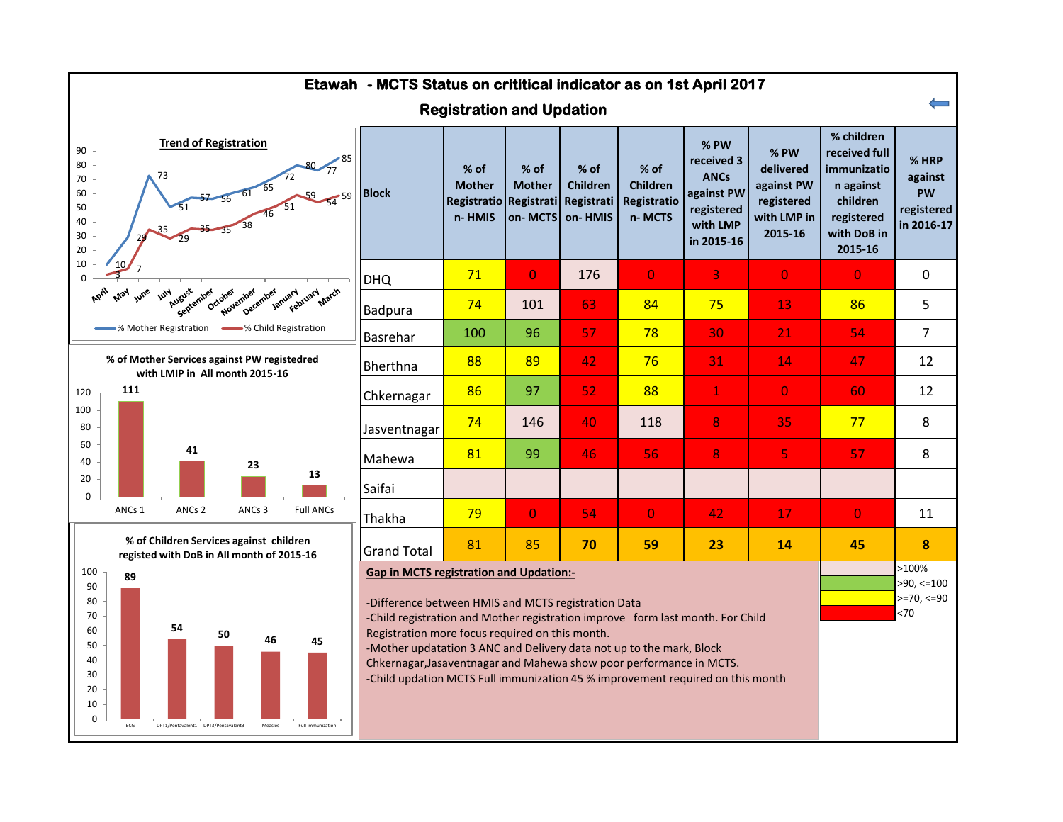# Etawah - MCTS Status on crititical indicator as on 1st April 2017

## Registration and Updation

**Trend of Registration**

| Month | % Mother Registration | % Child Registration |
|---|---|---|
| April | 10 | 3 |
| May | 29 | 7 |
| June | 73 | 35 |
| July | 51 | 29 |
| August | 57 | 35 |
| September | 56 | 35 |
| October | 61 | 38 |
| November | 65 | 46 |
| December | 72 | 51 |
| January | 80 | 59 |
| February | 77 | 54 |
| March | 85 | 59 |

**% of Mother Services against PW registedred with LMIP in All month 2015-16**

| ANCs 1 | ANCs 2 | ANCs 3 | Full ANCs |
|---|---|---|---|
| 111 | 41 | 23 | 13 |

**% of Children Services against children registed with DoB in All month of 2015-16**

| BCG | DPT1/Pentavalent1 | DPT3/Pentavalent3 | Measles | Full Immunization |
|---|---|---|---|---|
| 89 | 54 | 50 | 46 | 45 |

| Block | % of Mother Registration- HMIS | % of Mother Registration- MCTS | % of Children Registration- HMIS | % of Children Registration- MCTS | % PW received 3 ANCs against PW registered with LMP in 2015-16 | % PW delivered against PW registered with LMP in 2015-16 | % children received full immunization against children registered with DoB in 2015-16 | % HRP against PW registered in 2016-17 |
|---|---|---|---|---|---|---|---|---|
| DHQ | 71 | 0 | 176 | 0 | 3 | 0 | 0 | 0 |
| Badpura | 74 | 101 | 63 | 84 | 75 | 13 | 86 | 5 |
| Basrehar | 100 | 96 | 57 | 78 | 30 | 21 | 54 | 7 |
| Bherthna | 88 | 89 | 42 | 76 | 31 | 14 | 47 | 12 |
| Chkernagar | 86 | 97 | 52 | 88 | 1 | 0 | 60 | 12 |
| Jasventnagar | 74 | 146 | 40 | 118 | 8 | 35 | 77 | 8 |
| Mahewa | 81 | 99 | 46 | 56 | 8 | 5 | 57 | 8 |
| Saifai | | | | | | | | |
| Thakha | 79 | 0 | 54 | 0 | 42 | 17 | 0 | 11 |
| Grand Total | 81 | 85 | **70** | **59** | **23** | **14** | **45** | **8** |

Legend: >100%; >90, <=100; >=70, <=90; <70

**Gap in MCTS registration and Updation:-**

-Difference between HMIS and MCTS registration Data
-Child registration and Mother registration improve form last month. For Child Registration more focus required on this month.
-Mother updatation 3 ANC and Delivery data not up to the mark, Block Chkernagar,Jasaventnagar and Mahewa show poor performance in MCTS.
-Child updation MCTS Full immunization 45 % improvement required on this month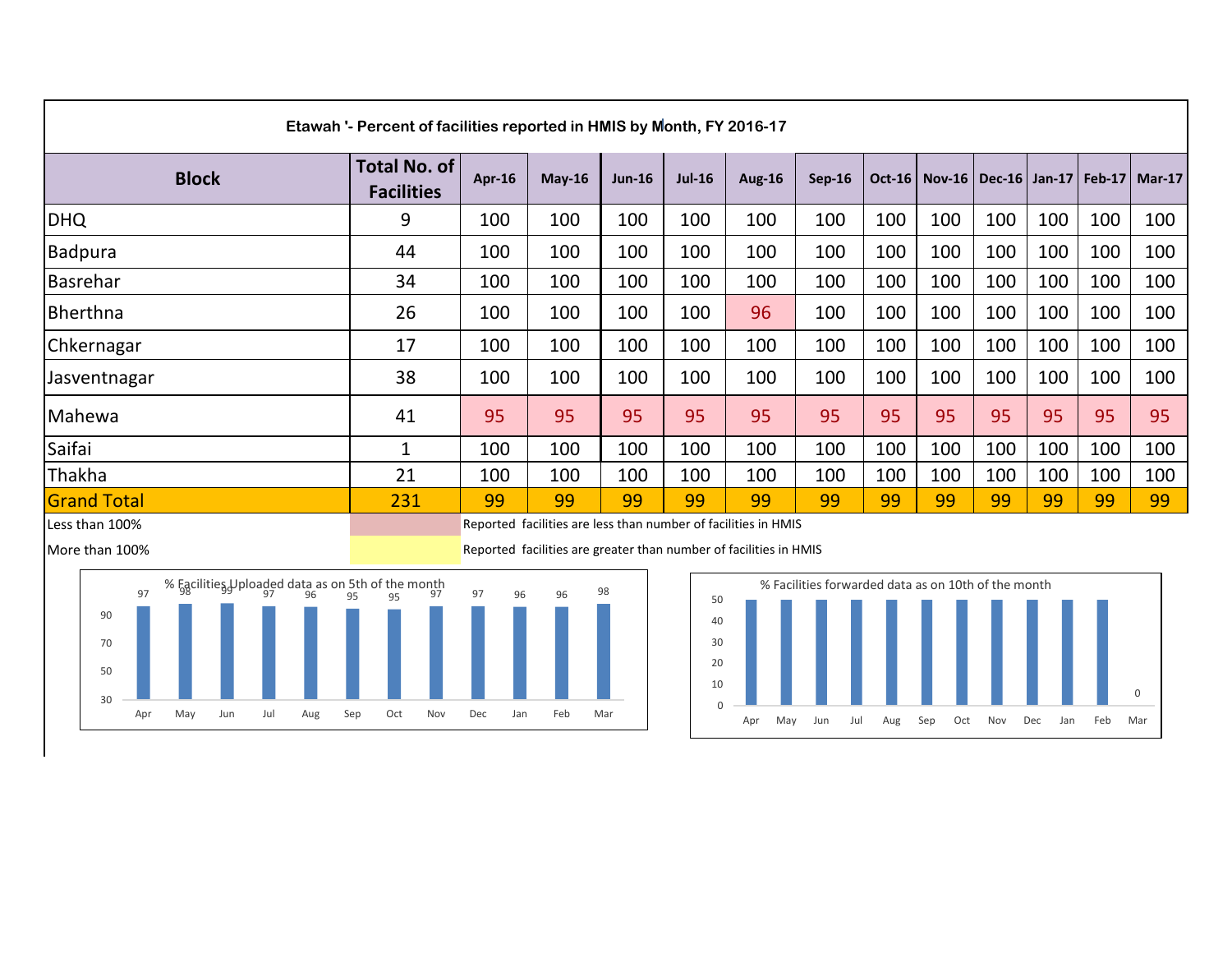**Etawah '- Percent of facilities reported in HMIS by Month, FY 2016-17**

| Block | Total No. of Facilities | Apr-16 | May-16 | Jun-16 | Jul-16 | Aug-16 | Sep-16 | Oct-16 | Nov-16 | Dec-16 | Jan-17 | Feb-17 | Mar-17 |
|---|---|---|---|---|---|---|---|---|---|---|---|---|---|
| DHQ | 9 | 100 | 100 | 100 | 100 | 100 | 100 | 100 | 100 | 100 | 100 | 100 | 100 |
| Badpura | 44 | 100 | 100 | 100 | 100 | 100 | 100 | 100 | 100 | 100 | 100 | 100 | 100 |
| Basrehar | 34 | 100 | 100 | 100 | 100 | 100 | 100 | 100 | 100 | 100 | 100 | 100 | 100 |
| Bherthna | 26 | 100 | 100 | 100 | 100 | 96 | 100 | 100 | 100 | 100 | 100 | 100 | 100 |
| Chkernagar | 17 | 100 | 100 | 100 | 100 | 100 | 100 | 100 | 100 | 100 | 100 | 100 | 100 |
| Jasventnagar | 38 | 100 | 100 | 100 | 100 | 100 | 100 | 100 | 100 | 100 | 100 | 100 | 100 |
| Mahewa | 41 | 95 | 95 | 95 | 95 | 95 | 95 | 95 | 95 | 95 | 95 | 95 | 95 |
| Saifai | 1 | 100 | 100 | 100 | 100 | 100 | 100 | 100 | 100 | 100 | 100 | 100 | 100 |
| Thakha | 21 | 100 | 100 | 100 | 100 | 100 | 100 | 100 | 100 | 100 | 100 | 100 | 100 |
| Grand Total | 231 | 99 | 99 | 99 | 99 | 99 | 99 | 99 | 99 | 99 | 99 | 99 | 99 |

| Legend | Description |
|---|---|
| Less than 100% | Reported facilities are less than number of facilities in HMIS |
| More than 100% | Reported facilities are greater than number of facilities in HMIS |

**% Facilities Uploaded data as on 5th of the month**

| Apr | May | Jun | Jul | Aug | Sep | Oct | Nov | Dec | Jan | Feb | Mar |
|---|---|---|---|---|---|---|---|---|---|---|---|
| 97 | 98 | 99 | 97 | 96 | 95 | 95 | 97 | 97 | 96 | 96 | 98 |

**% Facilities forwarded data as on 10th of the month**

| Apr | May | Jun | Jul | Aug | Sep | Oct | Nov | Dec | Jan | Feb | Mar |
|---|---|---|---|---|---|---|---|---|---|---|---|
| | | | | | | | | | | | 0 |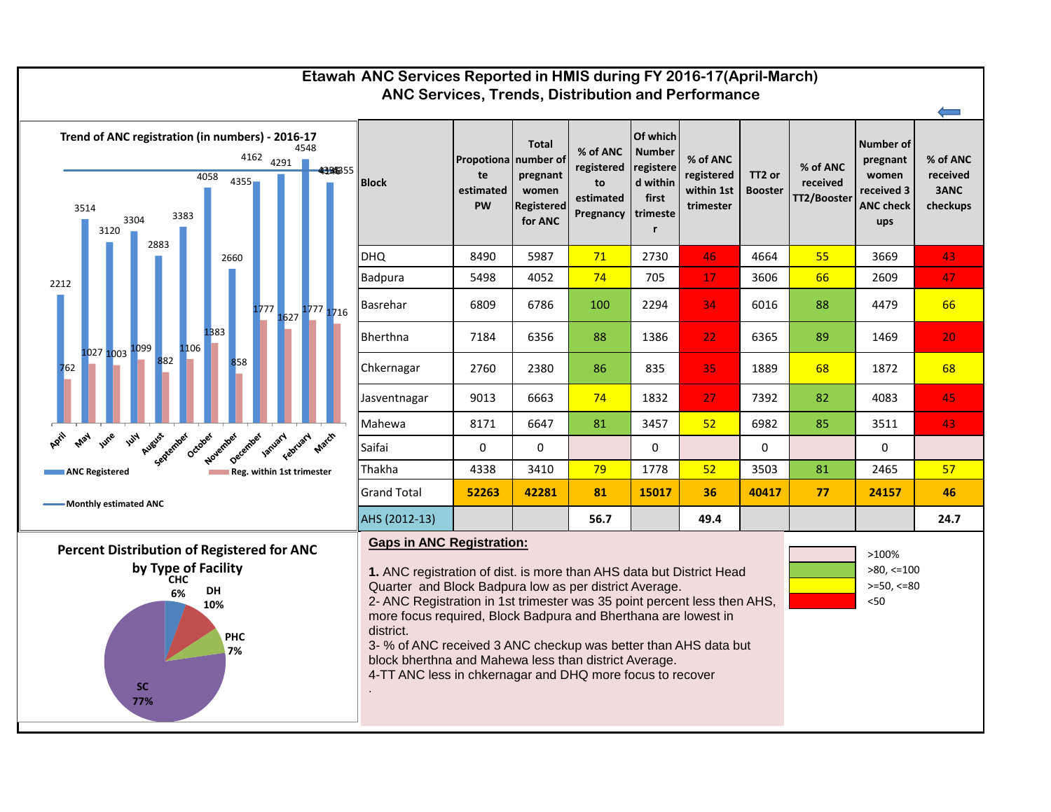# Etawah ANC Services Reported in HMIS during FY 2016-17(April-March)

## ANC Services, Trends, Distribution and Performance

**Trend of ANC registration (in numbers) - 2016-17**

| Month | ANC Registered | Reg. within 1st trimester |
|---|---|---|
| April | 2212 | 762 |
| May | 3514 | 1027 |
| June | 3120 | 1003 |
| July | 3304 | 1099 |
| August | 2883 | 882 |
| September | 3383 | 1106 |
| October | 4058 | 1383 |
| November | 2660 | 858 |
| December | 4162 | 1777 |
| January | 4291 | 1627 |
| February | 4548 | 1777 |
| March | 4355 | 1716 |

Monthly estimated ANC: 4355

| Block | Propotionate estimated PW | Total number of pregnant women Registered for ANC | % of ANC registered to estimated Pregnancy | Of which Number registered within first trimester | % of ANC registered within 1st trimester | TT2 or Booster | % of ANC received TT2/Booster | Number of pregnant women received 3 ANC check ups | % of ANC received 3ANC checkups |
|---|---|---|---|---|---|---|---|---|---|
| DHQ | 8490 | 5987 | 71 | 2730 | 46 | 4664 | 55 | 3669 | 43 |
| Badpura | 5498 | 4052 | 74 | 705 | 17 | 3606 | 66 | 2609 | 47 |
| Basrehar | 6809 | 6786 | 100 | 2294 | 34 | 6016 | 88 | 4479 | 66 |
| Bherthna | 7184 | 6356 | 88 | 1386 | 22 | 6365 | 89 | 1469 | 20 |
| Chkernagar | 2760 | 2380 | 86 | 835 | 35 | 1889 | 68 | 1872 | 68 |
| Jasventnagar | 9013 | 6663 | 74 | 1832 | 27 | 7392 | 82 | 4083 | 45 |
| Mahewa | 8171 | 6647 | 81 | 3457 | 52 | 6982 | 85 | 3511 | 43 |
| Saifai | 0 | 0 | | 0 | | 0 | | 0 | |
| Thakha | 4338 | 3410 | 79 | 1778 | 52 | 3503 | 81 | 2465 | 57 |
| Grand Total | 52263 | 42281 | 81 | 15017 | 36 | 40417 | 77 | 24157 | 46 |
| AHS (2012-13) | | | 56.7 | | 49.4 | | | | 24.7 |

**Percent Distribution of Registered for ANC by Type of Facility**

- CHC 6%
- DH 10%
- PHC 7%
- SC 77%

### Gaps in ANC Registration:

**1.** ANC registration of dist. is more than AHS data but District Head Quarter and Block Badpura low as per district Average.
2- ANC Registration in 1st trimester was 35 point percent less then AHS, more focus required, Block Badpura and Bherthana are lowest in district.
3- % of ANC received 3 ANC checkup was better than AHS data but block bherthna and Mahewa less than district Average.
4-TT ANC less in chkernagar and DHQ more focus to recover
.

Legend:
- >100%
- >80, <=100
- >=50, <=80
- <50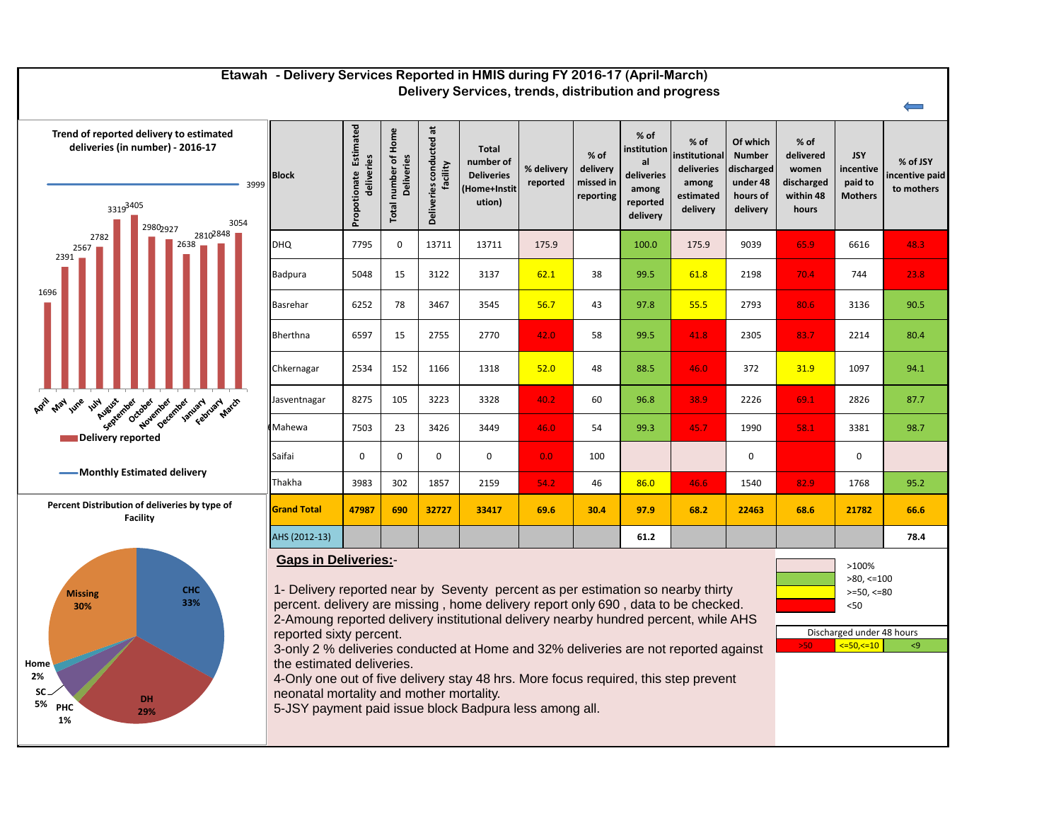# Etawah - Delivery Services Reported in HMIS during FY 2016-17 (April-March)

## Delivery Services, trends, distribution and progress

**Trend of reported delivery to estimated deliveries (in number) - 2016-17**

| Month | Delivery reported |
|---|---|
| April | 1696 |
| May | 2391 |
| June | 2567 |
| July | 2782 |
| August | 3319 |
| September | 3405 |
| October | 2980 |
| November | 2927 |
| December | 2638 |
| January | 2810 |
| February | 2848 |
| March | 3054 |

Monthly Estimated delivery: 3999

**Percent Distribution of deliveries by type of Facility**

| Type | Percent |
|---|---|
| CHC | 33% |
| DH | 29% |
| PHC | 1% |
| SC | 5% |
| Home | 2% |
| Missing | 30% |

| Block | Propotionate Estimated deliveries | Total number of Home Deliveries | Deliveries conducted at facility | Total number of Deliveries (Home+Institution) | % delivery reported | % of delivery missed in reporting | % of institutional deliveries among reported delivery | % of institutional deliveries among estimated delivery | Of which Number discharged under 48 hours of delivery | % of delivered women discharged within 48 hours | JSY incentive paid to Mothers | % of JSY incentive paid to mothers |
|---|---|---|---|---|---|---|---|---|---|---|---|---|
| DHQ | 7795 | 0 | 13711 | 13711 | 175.9 | | 100.0 | 175.9 | 9039 | 65.9 | 6616 | 48.3 |
| Badpura | 5048 | 15 | 3122 | 3137 | 62.1 | 38 | 99.5 | 61.8 | 2198 | 70.4 | 744 | 23.8 |
| Basrehar | 6252 | 78 | 3467 | 3545 | 56.7 | 43 | 97.8 | 55.5 | 2793 | 80.6 | 3136 | 90.5 |
| Bherthna | 6597 | 15 | 2755 | 2770 | 42.0 | 58 | 99.5 | 41.8 | 2305 | 83.7 | 2214 | 80.4 |
| Chkernagar | 2534 | 152 | 1166 | 1318 | 52.0 | 48 | 88.5 | 46.0 | 372 | 31.9 | 1097 | 94.1 |
| Jasventnagar | 8275 | 105 | 3223 | 3328 | 40.2 | 60 | 96.8 | 38.9 | 2226 | 69.1 | 2826 | 87.7 |
| Mahewa | 7503 | 23 | 3426 | 3449 | 46.0 | 54 | 99.3 | 45.7 | 1990 | 58.1 | 3381 | 98.7 |
| Saifai | 0 | 0 | 0 | 0 | 0.0 | 100 | | | 0 | | 0 | |
| Thakha | 3983 | 302 | 1857 | 2159 | 54.2 | 46 | 86.0 | 46.6 | 1540 | 82.9 | 1768 | 95.2 |
| **Grand Total** | **47987** | **690** | **32727** | **33417** | **69.6** | **30.4** | **97.9** | **68.2** | **22463** | **68.6** | **21782** | **66.6** |
| AHS (2012-13) | | | | | | | 61.2 | | | | | 78.4 |

Legend: >100%; >80, <=100; >=50, <=80; <50

Discharged under 48 hours: >50; <=50,<=10; <9

### Gaps in Deliveries:-

1- Delivery reported near by Seventy percent as per estimation so nearby thirty percent. delivery are missing , home delivery report only 690 , data to be checked.
2-Amoung reported delivery institutional delivery nearby hundred percent, while AHS reported sixty percent.
3-only 2 % deliveries conducted at Home and 32% deliveries are not reported against the estimated deliveries.
4-Only one out of five delivery stay 48 hrs. More focus required, this step prevent neonatal mortality and mother mortality.
5-JSY payment paid issue block Badpura less among all.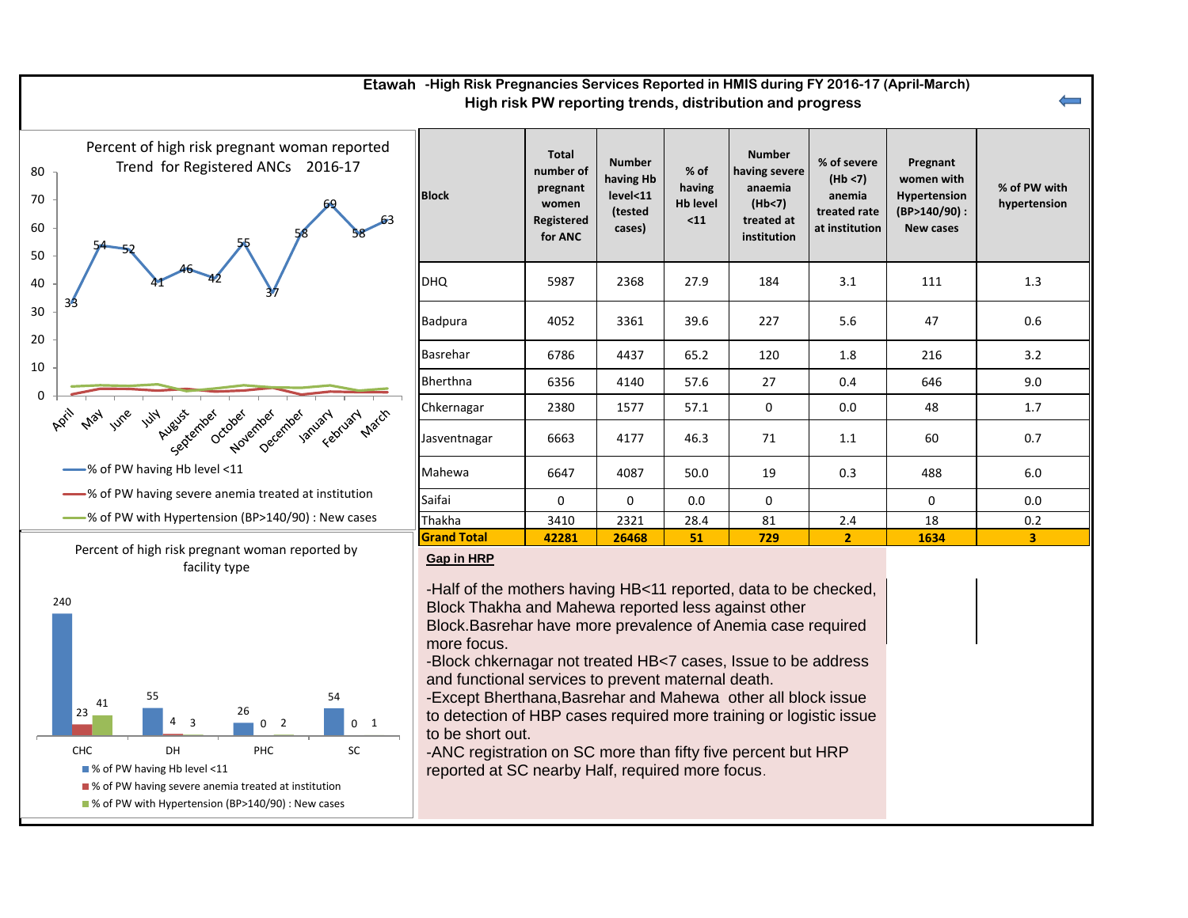# Etawah -High Risk Pregnancies Services Reported in HMIS during FY 2016-17 (April-March)

## High risk PW reporting trends, distribution and progress

Percent of high risk pregnant woman reported Trend for Registered ANCs 2016-17

| Month | April | May | June | July | August | September | October | November | December | January | February | March |
|---|---|---|---|---|---|---|---|---|---|---|---|---|
| % of PW having Hb level <11 | 33 | 54 | 52 | 41 | 46 | 42 | 55 | 37 | 58 | 69 | 58 | 63 |

- % of PW having Hb level <11
- % of PW having severe anemia treated at institution
- % of PW with Hypertension (BP>140/90) : New cases

Percent of high risk pregnant woman reported by facility type

| Facility | % of PW having Hb level <11 | % of PW having severe anemia treated at institution | % of PW with Hypertension (BP>140/90) : New cases |
|---|---|---|---|
| CHC | 240 | 23 | 41 |
| DH | 55 | 4 | 3 |
| PHC | 26 | 0 | 2 |
| SC | 54 | 0 | 1 |

| Block | Total number of pregnant women Registered for ANC | Number having Hb level<11 (tested cases) | % of having Hb level <11 | Number having severe anaemia (Hb<7) treated at institution | % of severe (Hb <7) anemia treated rate at institution | Pregnant women with Hypertension (BP>140/90) : New cases | % of PW with hypertension |
|---|---|---|---|---|---|---|---|
| DHQ | 5987 | 2368 | 27.9 | 184 | 3.1 | 111 | 1.3 |
| Badpura | 4052 | 3361 | 39.6 | 227 | 5.6 | 47 | 0.6 |
| Basrehar | 6786 | 4437 | 65.2 | 120 | 1.8 | 216 | 3.2 |
| Bherthna | 6356 | 4140 | 57.6 | 27 | 0.4 | 646 | 9.0 |
| Chkernagar | 2380 | 1577 | 57.1 | 0 | 0.0 | 48 | 1.7 |
| Jasventnagar | 6663 | 4177 | 46.3 | 71 | 1.1 | 60 | 0.7 |
| Mahewa | 6647 | 4087 | 50.0 | 19 | 0.3 | 488 | 6.0 |
| Saifai | 0 | 0 | 0.0 | 0 | | 0 | 0.0 |
| Thakha | 3410 | 2321 | 28.4 | 81 | 2.4 | 18 | 0.2 |
| **Grand Total** | **42281** | **26468** | **51** | **729** | **2** | **1634** | **3** |

**Gap in HRP**

-Half of the mothers having HB<11 reported, data to be checked, Block Thakha and Mahewa reported less against other Block.Basrehar have more prevalence of Anemia case required more focus.
-Block chkernagar not treated HB<7 cases, Issue to be address and functional services to prevent maternal death.
-Except Bherthana,Basrehar and Mahewa other all block issue to detection of HBP cases required more training or logistic issue to be short out.
-ANC registration on SC more than fifty five percent but HRP reported at SC nearby Half, required more focus.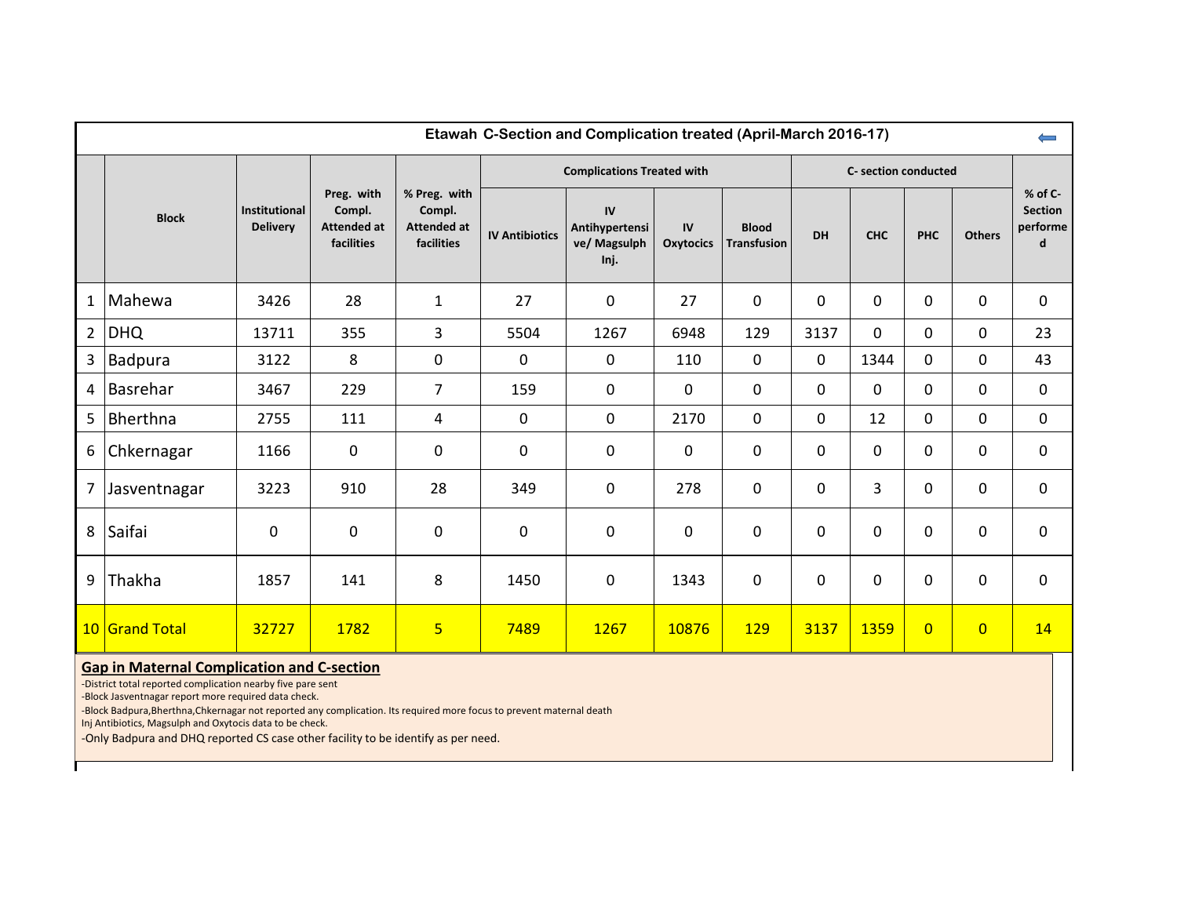## Etawah C-Section and Complication treated (April-March 2016-17)

| | Block | Institutional Delivery | Preg. with Compl. Attended at facilities | % Preg. with Compl. Attended at facilities | Complications Treated with | | | | C- section conducted | | | | % of C-Section performed |
|---|---|---|---|---|---|---|---|---|---|---|---|---|---|
| | | | | | IV Antibiotics | IV Antihypertensive/ Magsulph Inj. | IV Oxytocics | Blood Transfusion | DH | CHC | PHC | Others | |
| 1 | Mahewa | 3426 | 28 | 1 | 27 | 0 | 27 | 0 | 0 | 0 | 0 | 0 | 0 |
| 2 | DHQ | 13711 | 355 | 3 | 5504 | 1267 | 6948 | 129 | 3137 | 0 | 0 | 0 | 23 |
| 3 | Badpura | 3122 | 8 | 0 | 0 | 0 | 110 | 0 | 0 | 1344 | 0 | 0 | 43 |
| 4 | Basrehar | 3467 | 229 | 7 | 159 | 0 | 0 | 0 | 0 | 0 | 0 | 0 | 0 |
| 5 | Bherthna | 2755 | 111 | 4 | 0 | 0 | 2170 | 0 | 0 | 12 | 0 | 0 | 0 |
| 6 | Chkernagar | 1166 | 0 | 0 | 0 | 0 | 0 | 0 | 0 | 0 | 0 | 0 | 0 |
| 7 | Jasventnagar | 3223 | 910 | 28 | 349 | 0 | 278 | 0 | 0 | 3 | 0 | 0 | 0 |
| 8 | Saifai | 0 | 0 | 0 | 0 | 0 | 0 | 0 | 0 | 0 | 0 | 0 | 0 |
| 9 | Thakha | 1857 | 141 | 8 | 1450 | 0 | 1343 | 0 | 0 | 0 | 0 | 0 | 0 |
| 10 | Grand Total | 32727 | 1782 | 5 | 7489 | 1267 | 10876 | 129 | 3137 | 1359 | 0 | 0 | 14 |

**Gap in Maternal Complication and C-section**

-District total reported complication nearby five pare sent
-Block Jasventnagar report more required data check.
-Block Badpura,Bherthna,Chkernagar not reported any complication. Its required more focus to prevent maternal death
Inj Antibiotics, Magsulph and Oxytocis data to be check.
-Only Badpura and DHQ reported CS case other facility to be identify as per need.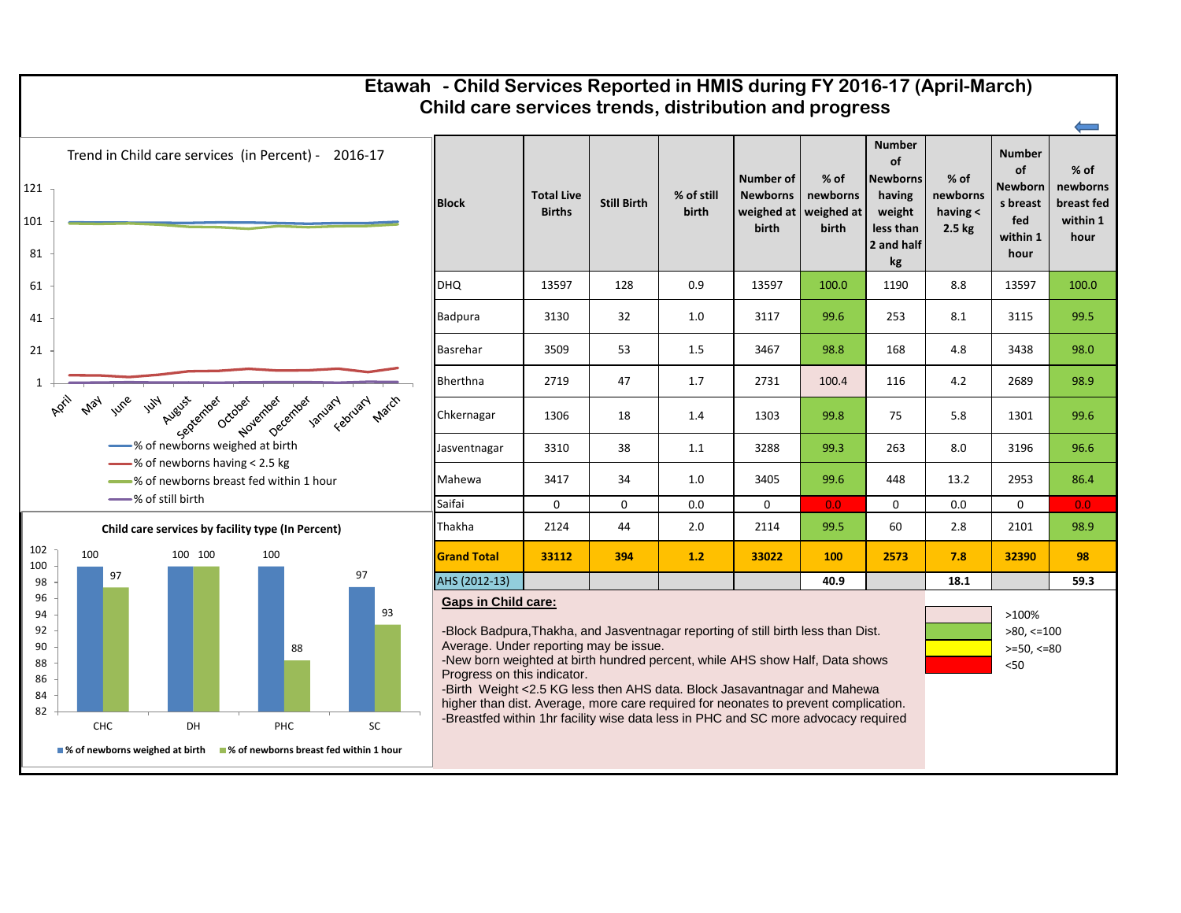# Etawah - Child Services Reported in HMIS during FY 2016-17 (April-March)
## Child care services trends, distribution and progress

**Trend in Child care services (in Percent) - 2016-17**

- % of newborns weighed at birth
- % of newborns having < 2.5 kg
- % of newborns breast fed within 1 hour
- % of still birth

**Child care services by facility type (In Percent)**

| Facility | % of newborns weighed at birth | % of newborns breast fed within 1 hour |
|---|---|---|
| CHC | 100 | 97 |
| DH | 100 | 100 |
| PHC | 100 | 88 |
| SC | 97 | 93 |

| Block | Total Live Births | Still Birth | % of still birth | Number of Newborns weighed at birth | % of newborns weighed at birth | Number of Newborns having weight less than 2 and half kg | % of newborns having < 2.5 kg | Number of Newborns breast fed within 1 hour | % of newborns breast fed within 1 hour |
|---|---|---|---|---|---|---|---|---|---|
| DHQ | 13597 | 128 | 0.9 | 13597 | 100.0 | 1190 | 8.8 | 13597 | 100.0 |
| Badpura | 3130 | 32 | 1.0 | 3117 | 99.6 | 253 | 8.1 | 3115 | 99.5 |
| Basrehar | 3509 | 53 | 1.5 | 3467 | 98.8 | 168 | 4.8 | 3438 | 98.0 |
| Bherthna | 2719 | 47 | 1.7 | 2731 | 100.4 | 116 | 4.2 | 2689 | 98.9 |
| Chkernagar | 1306 | 18 | 1.4 | 1303 | 99.8 | 75 | 5.8 | 1301 | 99.6 |
| Jasventnagar | 3310 | 38 | 1.1 | 3288 | 99.3 | 263 | 8.0 | 3196 | 96.6 |
| Mahewa | 3417 | 34 | 1.0 | 3405 | 99.6 | 448 | 13.2 | 2953 | 86.4 |
| Saifai | 0 | 0 | 0.0 | 0 | 0.0 | 0 | 0.0 | 0 | 0.0 |
| Thakha | 2124 | 44 | 2.0 | 2114 | 99.5 | 60 | 2.8 | 2101 | 98.9 |
| **Grand Total** | **33112** | **394** | **1.2** | **33022** | **100** | **2573** | **7.8** | **32390** | **98** |
| AHS (2012-13) | | | | | **40.9** | | **18.1** | | **59.3** |

Legend:
- >100%
- >80, <=100
- >=50, <=80
- <50

**Gaps in Child care:**

-Block Badpura,Thakha, and Jasventnagar reporting of still birth less than Dist. Average. Under reporting may be issue.
-New born weighted at birth hundred percent, while AHS show Half, Data shows Progress on this indicator.
-Birth Weight <2.5 KG less then AHS data. Block Jasavantnagar and Mahewa higher than dist. Average, more care required for neonates to prevent complication.
-Breastfed within 1hr facility wise data less in PHC and SC more advocacy required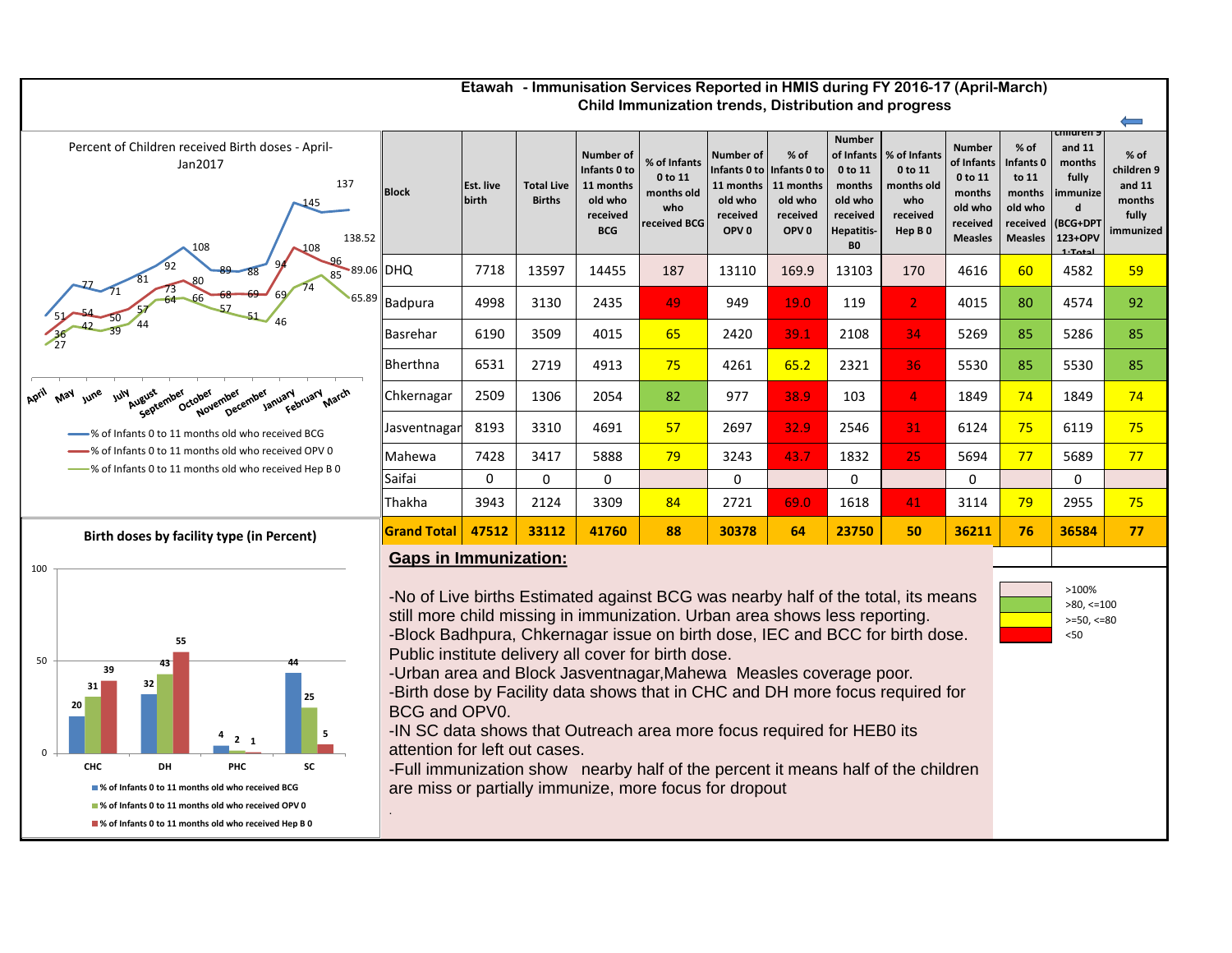# Etawah - Immunisation Services Reported in HMIS during FY 2016-17 (April-March)

## Child Immunization trends, Distribution and progress

Percent of Children received Birth doses - April-Jan2017

- % of Infants 0 to 11 months old who received BCG
- % of Infants 0 to 11 months old who received OPV 0
- % of Infants 0 to 11 months old who received Hep B 0

| Block | Est. live birth | Total Live Births | Number of Infants 0 to 11 months old who received BCG | % of Infants 0 to 11 months old who received BCG | Number of Infants 0 to 11 months old who received OPV 0 | % of Infants 0 to 11 months old who received OPV 0 | Number of Infants 0 to 11 months old who received Hepatitis-B0 | % of Infants 0 to 11 months old who received Hep B 0 | Number of Infants 0 to 11 months old who received Measles | % of Infants 0 to 11 months old who received Measles | children 9 and 11 months fully immunized (BCG+DPT123+OPV 1:Total | % of children 9 and 11 months fully immunized |
|---|---|---|---|---|---|---|---|---|---|---|---|---|
| DHQ | 7718 | 13597 | 14455 | 187 | 13110 | 169.9 | 13103 | 170 | 4616 | 60 | 4582 | 59 |
| Badpura | 4998 | 3130 | 2435 | 49 | 949 | 19.0 | 119 | 2 | 4015 | 80 | 4574 | 92 |
| Basrehar | 6190 | 3509 | 4015 | 65 | 2420 | 39.1 | 2108 | 34 | 5269 | 85 | 5286 | 85 |
| Bherthna | 6531 | 2719 | 4913 | 75 | 4261 | 65.2 | 2321 | 36 | 5530 | 85 | 5530 | 85 |
| Chkernagar | 2509 | 1306 | 2054 | 82 | 977 | 38.9 | 103 | 4 | 1849 | 74 | 1849 | 74 |
| Jasventnagar | 8193 | 3310 | 4691 | 57 | 2697 | 32.9 | 2546 | 31 | 6124 | 75 | 6119 | 75 |
| Mahewa | 7428 | 3417 | 5888 | 79 | 3243 | 43.7 | 1832 | 25 | 5694 | 77 | 5689 | 77 |
| Saifai | 0 | 0 | 0 | | 0 | | 0 | | 0 | | 0 | |
| Thakha | 3943 | 2124 | 3309 | 84 | 2721 | 69.0 | 1618 | 41 | 3114 | 79 | 2955 | 75 |
| **Grand Total** | **47512** | **33112** | **41760** | **88** | **30378** | **64** | **23750** | **50** | **36211** | **76** | **36584** | **77** |

Legend: >100% ; >80, <=100 ; >=50, <=80 ; <50

Birth doses by facility type (in Percent)

- % of Infants 0 to 11 months old who received BCG
- % of Infants 0 to 11 months old who received OPV 0
- % of Infants 0 to 11 months old who received Hep B 0

## Gaps in Immunization:

-No of Live births Estimated against BCG was nearby half of the total, its means still more child missing in immunization. Urban area shows less reporting.

-Block Badhpura, Chkernagar issue on birth dose, IEC and BCC for birth dose. Public institute delivery all cover for birth dose.

-Urban area and Block Jasventnagar,Mahewa Measles coverage poor.

-Birth dose by Facility data shows that in CHC and DH more focus required for BCG and OPV0.

-IN SC data shows that Outreach area more focus required for HEB0 its attention for left out cases.

-Full immunization show nearby half of the percent it means half of the children are miss or partially immunize, more focus for dropout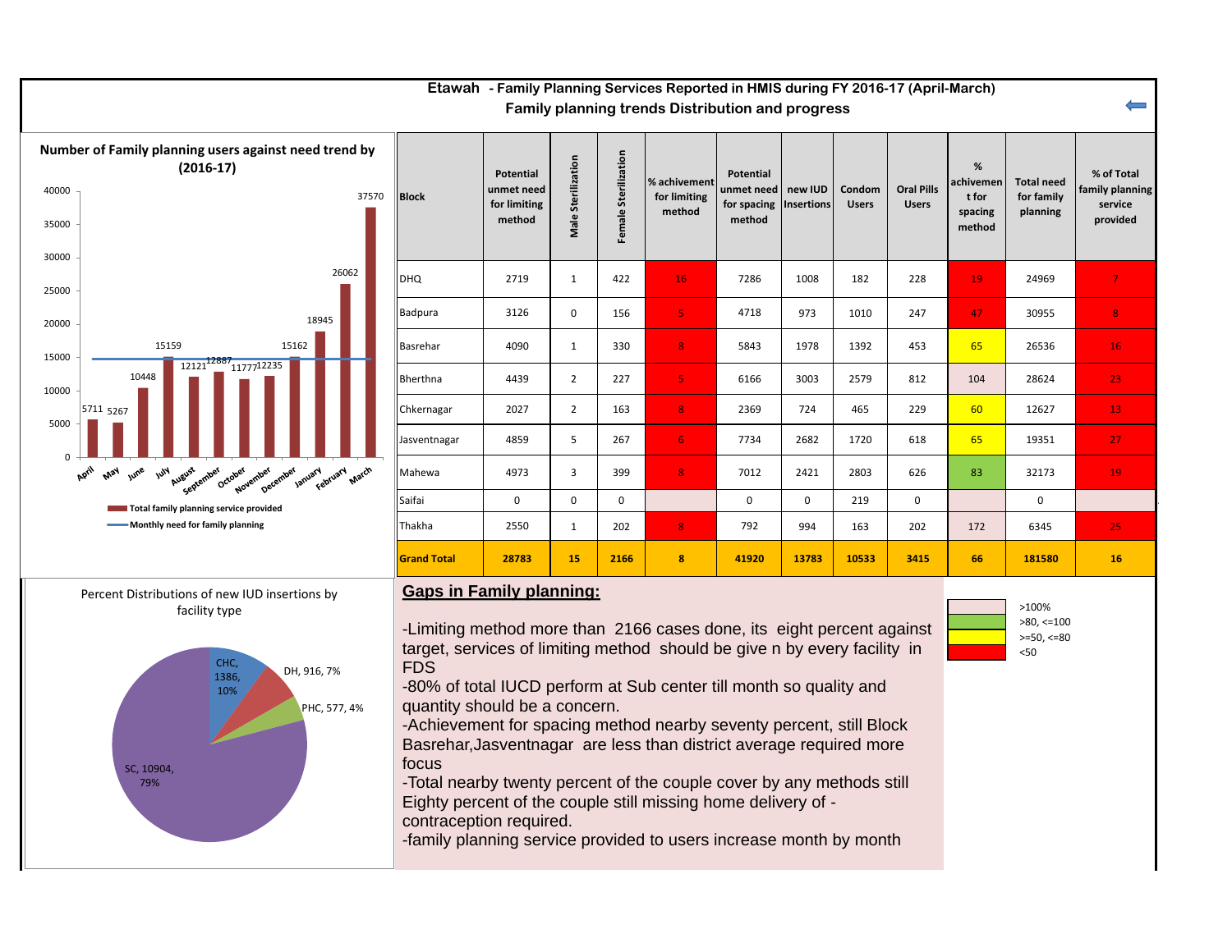## Etawah - Family Planning Services Reported in HMIS during FY 2016-17 (April-March)

### Family planning trends Distribution and progress

**Number of Family planning users against need trend by (2016-17)**

| Month | Total family planning service provided |
|---|---|
| April | 5711 |
| May | 5267 |
| June | 10448 |
| July | 15159 |
| August | 12121 |
| September | 12887 |
| October | 11777 |
| November | 12235 |
| December | 15162 |
| January | 18945 |
| February | 26062 |
| March | 37570 |

- Total family planning service provided
- Monthly need for family planning

| Block | Potential unmet need for limiting method | Male Sterilization | Female Sterilization | % achivement for limiting method | Potential unmet need for spacing method | new IUD Insertions | Condom Users | Oral Pills Users | % achivement for spacing method | Total need for family planning | % of Total family planning service provided |
|---|---|---|---|---|---|---|---|---|---|---|---|
| DHQ | 2719 | 1 | 422 | 16 | 7286 | 1008 | 182 | 228 | 19 | 24969 | 7 |
| Badpura | 3126 | 0 | 156 | 5 | 4718 | 973 | 1010 | 247 | 47 | 30955 | 8 |
| Basrehar | 4090 | 1 | 330 | 8 | 5843 | 1978 | 1392 | 453 | 65 | 26536 | 16 |
| Bherthna | 4439 | 2 | 227 | 5 | 6166 | 3003 | 2579 | 812 | 104 | 28624 | 23 |
| Chkernagar | 2027 | 2 | 163 | 8 | 2369 | 724 | 465 | 229 | 60 | 12627 | 13 |
| Jasventnagar | 4859 | 5 | 267 | 6 | 7734 | 2682 | 1720 | 618 | 65 | 19351 | 27 |
| Mahewa | 4973 | 3 | 399 | 8 | 7012 | 2421 | 2803 | 626 | 83 | 32173 | 19 |
| Saifai | 0 | 0 | 0 | | 0 | 0 | 219 | 0 | | 0 | |
| Thakha | 2550 | 1 | 202 | 8 | 792 | 994 | 163 | 202 | 172 | 6345 | 25 |
| **Grand Total** | **28783** | **15** | **2166** | **8** | **41920** | **13783** | **10533** | **3415** | **66** | **181580** | **16** |

Legend: >100% ; >80, <=100 ; >=50, <=80 ; <50

**Percent Distributions of new IUD insertions by facility type**

- CHC, 1386, 10%
- DH, 916, 7%
- PHC, 577, 4%
- SC, 10904, 79%

### Gaps in Family planning:

-Limiting method more than 2166 cases done, its eight percent against target, services of limiting method should be give n by every facility in FDS

-80% of total IUCD perform at Sub center till month so quality and quantity should be a concern.

-Achievement for spacing method nearby seventy percent, still Block Basrehar,Jasventnagar are less than district average required more focus

-Total nearby twenty percent of the couple cover by any methods still Eighty percent of the couple still missing home delivery of -contraception required.

-family planning service provided to users increase month by month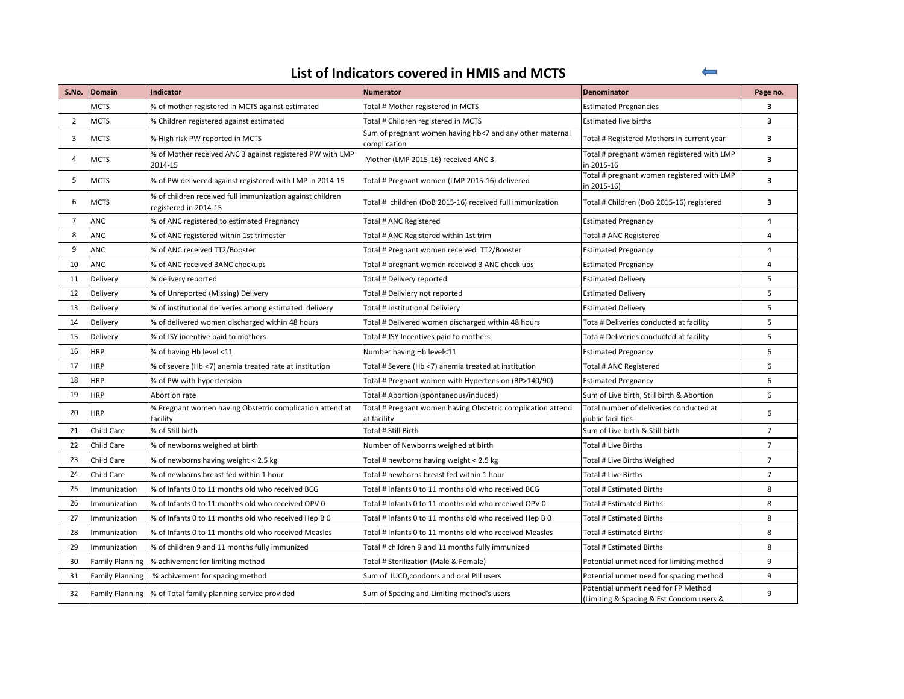# List of Indicators covered in HMIS and MCTS

| S.No. | Domain | Indicator | Numerator | Denominator | Page no. |
|---|---|---|---|---|---|
| | MCTS | % of mother registered in MCTS against estimated | Total # Mother registered in MCTS | Estimated Pregnancies | **3** |
| 2 | MCTS | % Children registered against estimated | Total # Children registered in MCTS | Estimated live births | **3** |
| 3 | MCTS | % High risk PW reported in MCTS | Sum of pregnant women having hb<7 and any other maternal complication | Total # Registered Mothers in current year | **3** |
| 4 | MCTS | % of Mother received ANC 3 against registered PW with LMP 2014-15 | Mother (LMP 2015-16) received ANC 3 | Total # pregnant women registered with LMP in 2015-16 | **3** |
| 5 | MCTS | % of PW delivered against registered with LMP in 2014-15 | Total # Pregnant women (LMP 2015-16) delivered | Total # pregnant women registered with LMP in 2015-16) | **3** |
| 6 | MCTS | % of children received full immunization against children registered in 2014-15 | Total # children (DoB 2015-16) received full immunization | Total # Children (DoB 2015-16) registered | **3** |
| 7 | ANC | % of ANC registered to estimated Pregnancy | Total # ANC Registered | Estimated Pregnancy | 4 |
| 8 | ANC | % of ANC registered within 1st trimester | Total # ANC Registered within 1st trim | Total # ANC Registered | 4 |
| 9 | ANC | % of ANC received TT2/Booster | Total # Pregnant women received TT2/Booster | Estimated Pregnancy | 4 |
| 10 | ANC | % of ANC received 3ANC checkups | Total # pregnant women received 3 ANC check ups | Estimated Pregnancy | 4 |
| 11 | Delivery | % delivery reported | Total # Delivery reported | Estimated Delivery | 5 |
| 12 | Delivery | % of Unreported (Missing) Delivery | Total # Deliviery not reported | Estimated Delivery | 5 |
| 13 | Delivery | % of institutional deliveries among estimated delivery | Total # Institutional Deliviery | Estimated Delivery | 5 |
| 14 | Delivery | % of delivered women discharged within 48 hours | Total # Delivered women discharged within 48 hours | Tota # Deliveries conducted at facility | 5 |
| 15 | Delivery | % of JSY incentive paid to mothers | Total # JSY Incentives paid to mothers | Tota # Deliveries conducted at facility | 5 |
| 16 | HRP | % of having Hb level <11 | Number having Hb level<11 | Estimated Pregnancy | 6 |
| 17 | HRP | % of severe (Hb <7) anemia treated rate at institution | Total # Severe (Hb <7) anemia treated at institution | Total # ANC Registered | 6 |
| 18 | HRP | % of PW with hypertension | Total # Pregnant women with Hypertension (BP>140/90) | Estimated Pregnancy | 6 |
| 19 | HRP | Abortion rate | Total # Abortion (spontaneous/induced) | Sum of Live birth, Still birth & Abortion | 6 |
| 20 | HRP | % Pregnant women having Obstetric complication attend at facility | Total # Pregnant women having Obstetric complication attend at facility | Total number of deliveries conducted at public facilities | 6 |
| 21 | Child Care | % of Still birth | Total # Still Birth | Sum of Live birth & Still birth | 7 |
| 22 | Child Care | % of newborns weighed at birth | Number of Newborns weighed at birth | Total # Live Births | 7 |
| 23 | Child Care | % of newborns having weight < 2.5 kg | Total # newborns having weight < 2.5 kg | Total # Live Births Weighed | 7 |
| 24 | Child Care | % of newborns breast fed within 1 hour | Total # newborns breast fed within 1 hour | Total # Live Births | 7 |
| 25 | Immunization | % of Infants 0 to 11 months old who received BCG | Total # Infants 0 to 11 months old who received BCG | Total # Estimated Births | 8 |
| 26 | Immunization | % of Infants 0 to 11 months old who received OPV 0 | Total # Infants 0 to 11 months old who received OPV 0 | Total # Estimated Births | 8 |
| 27 | Immunization | % of Infants 0 to 11 months old who received Hep B 0 | Total # Infants 0 to 11 months old who received Hep B 0 | Total # Estimated Births | 8 |
| 28 | Immunization | % of Infants 0 to 11 months old who received Measles | Total # Infants 0 to 11 months old who received Measles | Total # Estimated Births | 8 |
| 29 | Immunization | % of children 9 and 11 months fully immunized | Total # children 9 and 11 months fully immunized | Total # Estimated Births | 8 |
| 30 | Family Planning | % achivement for limiting method | Total # Sterilization (Male & Female) | Potential unmet need for limiting method | 9 |
| 31 | Family Planning | % achivement for spacing method | Sum of IUCD,condoms and oral Pill users | Potential unmet need for spacing method | 9 |
| 32 | Family Planning | % of Total family planning service provided | Sum of Spacing and Limiting method's users | Potential unment need for FP Method (Limiting & Spacing & Est Condom users & | 9 |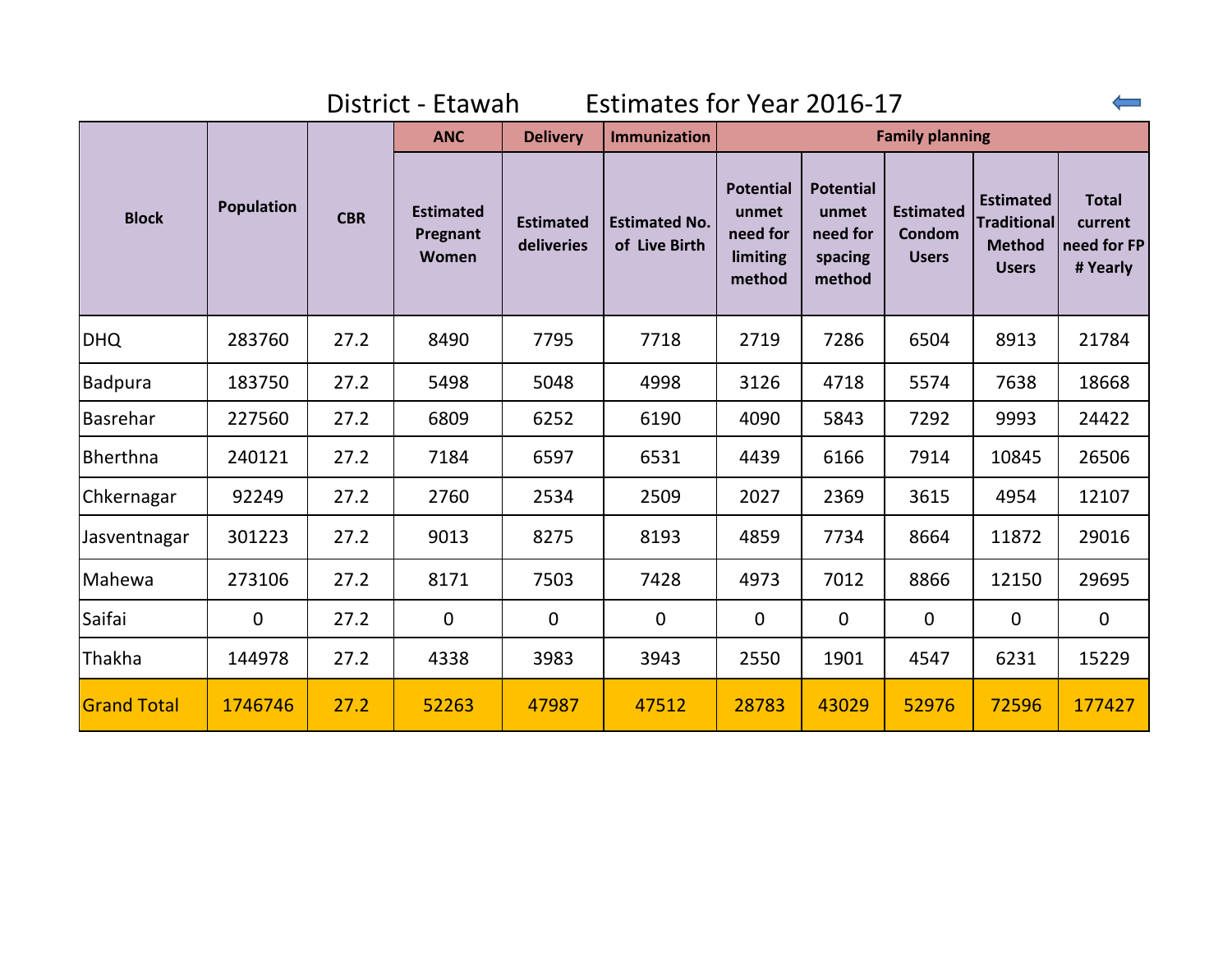District - Etawah Estimates for Year 2016-17

| Block | Population | CBR | ANC | Delivery | Immunization | Family planning | | | | |
|---|---|---|---|---|---|---|---|---|---|---|
| | | | Estimated Pregnant Women | Estimated deliveries | Estimated No. of Live Birth | Potential unmet need for limiting method | Potential unmet need for spacing method | Estimated Condom Users | Estimated Traditional Method Users | Total current need for FP # Yearly |
| DHQ | 283760 | 27.2 | 8490 | 7795 | 7718 | 2719 | 7286 | 6504 | 8913 | 21784 |
| Badpura | 183750 | 27.2 | 5498 | 5048 | 4998 | 3126 | 4718 | 5574 | 7638 | 18668 |
| Basrehar | 227560 | 27.2 | 6809 | 6252 | 6190 | 4090 | 5843 | 7292 | 9993 | 24422 |
| Bherthna | 240121 | 27.2 | 7184 | 6597 | 6531 | 4439 | 6166 | 7914 | 10845 | 26506 |
| Chkernagar | 92249 | 27.2 | 2760 | 2534 | 2509 | 2027 | 2369 | 3615 | 4954 | 12107 |
| Jasventnagar | 301223 | 27.2 | 9013 | 8275 | 8193 | 4859 | 7734 | 8664 | 11872 | 29016 |
| Mahewa | 273106 | 27.2 | 8171 | 7503 | 7428 | 4973 | 7012 | 8866 | 12150 | 29695 |
| Saifai | 0 | 27.2 | 0 | 0 | 0 | 0 | 0 | 0 | 0 | 0 |
| Thakha | 144978 | 27.2 | 4338 | 3983 | 3943 | 2550 | 1901 | 4547 | 6231 | 15229 |
| Grand Total | 1746746 | 27.2 | 52263 | 47987 | 47512 | 28783 | 43029 | 52976 | 72596 | 177427 |